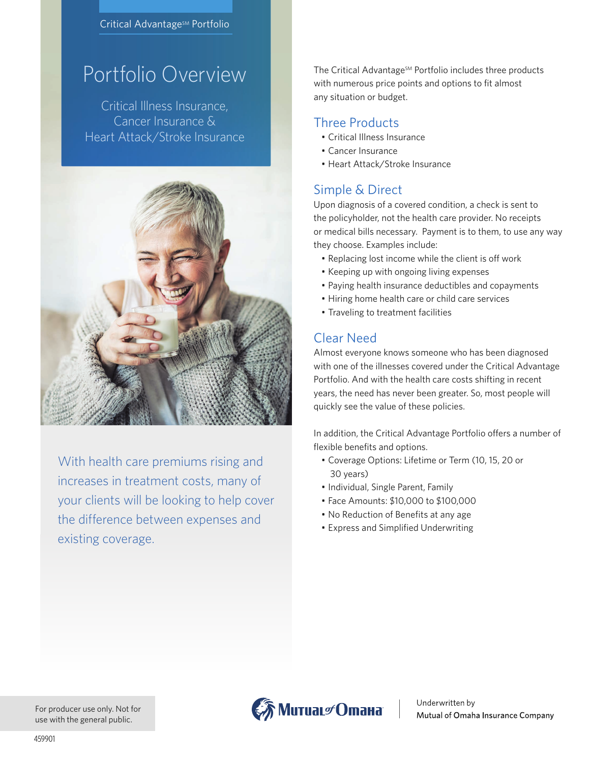Critical Advantage℠ Portfolio

# Portfolio Overview

Critical Illness Insurance, Cancer Insurance & Heart Attack/Stroke Insurance

With health care premiums rising and increases in treatment costs, many of your clients will be looking to help cover the difference between expenses and existing coverage.

The Critical Advantage℠ Portfolio includes three products with numerous price points and options to fit almost any situation or budget.

## Three Products

- Critical Illness Insurance
- Cancer Insurance
- Heart Attack/Stroke Insurance

## Simple & Direct

Upon diagnosis of a covered condition, a check is sent to the policyholder, not the health care provider. No receipts or medical bills necessary. Payment is to them, to use any way they choose. Examples include:

- Replacing lost income while the client is off work
- Keeping up with ongoing living expenses
- Paying health insurance deductibles and copayments
- Hiring home health care or child care services
- Traveling to treatment facilities

## Clear Need

Almost everyone knows someone who has been diagnosed with one of the illnesses covered under the Critical Advantage Portfolio. And with the health care costs shifting in recent years, the need has never been greater. So, most people will quickly see the value of these policies.

In addition, the Critical Advantage Portfolio offers a number of flexible benefits and options.

- Coverage Options: Lifetime or Term (10, 15, 20 or 30 years)
- Individual, Single Parent, Family
- Face Amounts: $10,000 to $100,000
- No Reduction of Benefits at any age
- Express and Simplified Underwriting

For producer use only. Not for use with the general public.

Mutual of Omaha

Underwritten by
Mutual of Omaha Insurance Company

459901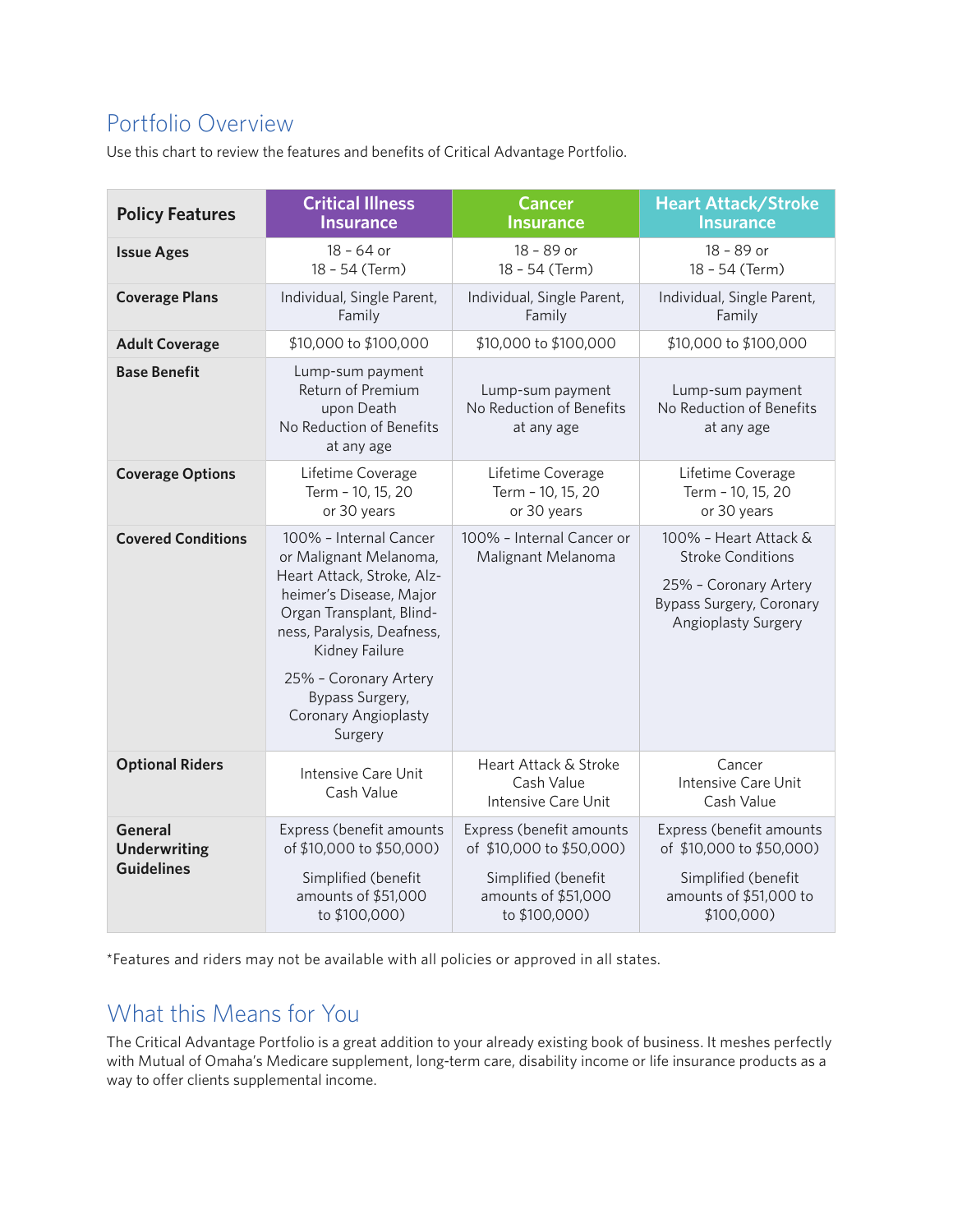## Portfolio Overview

Use this chart to review the features and benefits of Critical Advantage Portfolio.

| Policy Features | Critical Illness Insurance | Cancer Insurance | Heart Attack/Stroke Insurance |
|---|---|---|---|
| **Issue Ages** | 18 – 64 or 18 – 54 (Term) | 18 – 89 or 18 – 54 (Term) | 18 – 89 or 18 – 54 (Term) |
| **Coverage Plans** | Individual, Single Parent, Family | Individual, Single Parent, Family | Individual, Single Parent, Family |
| **Adult Coverage** | $10,000 to $100,000 | $10,000 to $100,000 | $10,000 to $100,000 |
| **Base Benefit** | Lump-sum payment<br>Return of Premium upon Death<br>No Reduction of Benefits at any age | Lump-sum payment<br>No Reduction of Benefits at any age | Lump-sum payment<br>No Reduction of Benefits at any age |
| **Coverage Options** | Lifetime Coverage<br>Term – 10, 15, 20 or 30 years | Lifetime Coverage<br>Term – 10, 15, 20 or 30 years | Lifetime Coverage<br>Term – 10, 15, 20 or 30 years |
| **Covered Conditions** | 100% – Internal Cancer or Malignant Melanoma, Heart Attack, Stroke, Alzheimer's Disease, Major Organ Transplant, Blindness, Paralysis, Deafness, Kidney Failure<br>25% – Coronary Artery Bypass Surgery, Coronary Angioplasty Surgery | 100% – Internal Cancer or Malignant Melanoma | 100% – Heart Attack & Stroke Conditions<br>25% – Coronary Artery Bypass Surgery, Coronary Angioplasty Surgery |
| **Optional Riders** | Intensive Care Unit<br>Cash Value | Heart Attack & Stroke<br>Cash Value<br>Intensive Care Unit | Cancer<br>Intensive Care Unit<br>Cash Value |
| **General Underwriting Guidelines** | Express (benefit amounts of $10,000 to $50,000)<br>Simplified (benefit amounts of $51,000 to $100,000) | Express (benefit amounts of $10,000 to $50,000)<br>Simplified (benefit amounts of $51,000 to $100,000) | Express (benefit amounts of $10,000 to $50,000)<br>Simplified (benefit amounts of $51,000 to $100,000) |

*Features and riders may not be available with all policies or approved in all states.

## What this Means for You

The Critical Advantage Portfolio is a great addition to your already existing book of business. It meshes perfectly with Mutual of Omaha's Medicare supplement, long-term care, disability income or life insurance products as a way to offer clients supplemental income.